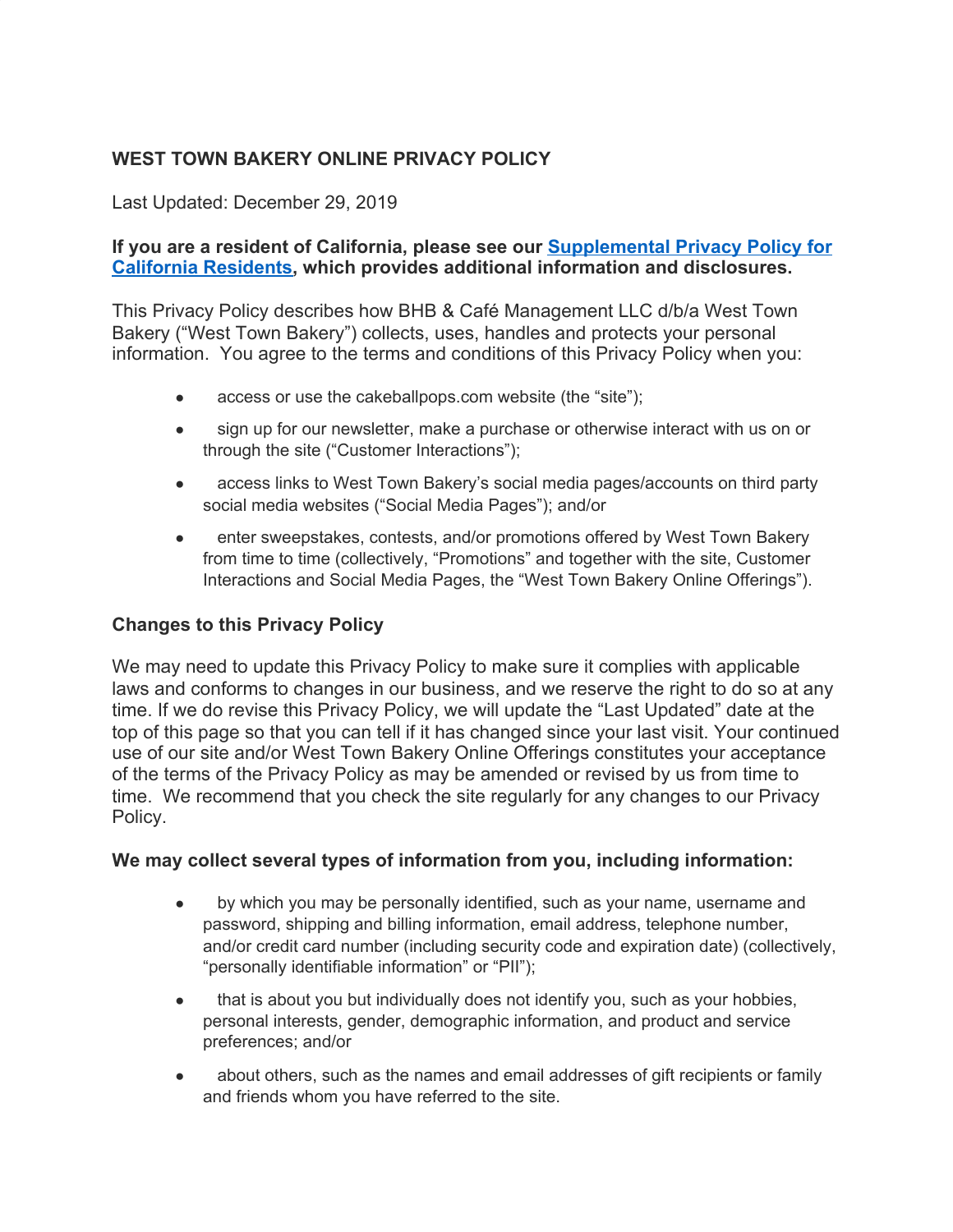# WEST TOWN BAKERY ONLINE PRIVACY POLICY

Last Updated: December 29, 2019

**If you are a resident of California, please see our [Supplemental Privacy Policy for California Residents], which provides additional information and disclosures.**

This Privacy Policy describes how BHB & Café Management LLC d/b/a West Town Bakery ("West Town Bakery") collects, uses, handles and protects your personal information. You agree to the terms and conditions of this Privacy Policy when you:

- access or use the cakeballpops.com website (the "site");
- sign up for our newsletter, make a purchase or otherwise interact with us on or through the site ("Customer Interactions");
- access links to West Town Bakery's social media pages/accounts on third party social media websites ("Social Media Pages"); and/or
- enter sweepstakes, contests, and/or promotions offered by West Town Bakery from time to time (collectively, "Promotions" and together with the site, Customer Interactions and Social Media Pages, the "West Town Bakery Online Offerings").

## Changes to this Privacy Policy

We may need to update this Privacy Policy to make sure it complies with applicable laws and conforms to changes in our business, and we reserve the right to do so at any time. If we do revise this Privacy Policy, we will update the "Last Updated" date at the top of this page so that you can tell if it has changed since your last visit. Your continued use of our site and/or West Town Bakery Online Offerings constitutes your acceptance of the terms of the Privacy Policy as may be amended or revised by us from time to time. We recommend that you check the site regularly for any changes to our Privacy Policy.

## We may collect several types of information from you, including information:

- by which you may be personally identified, such as your name, username and password, shipping and billing information, email address, telephone number, and/or credit card number (including security code and expiration date) (collectively, "personally identifiable information" or "PII");
- that is about you but individually does not identify you, such as your hobbies, personal interests, gender, demographic information, and product and service preferences; and/or
- about others, such as the names and email addresses of gift recipients or family and friends whom you have referred to the site.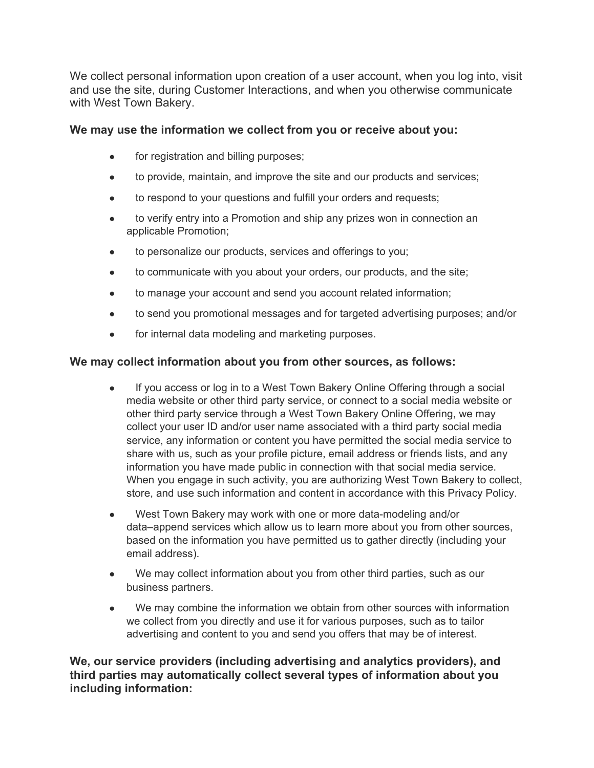We collect personal information upon creation of a user account, when you log into, visit and use the site, during Customer Interactions, and when you otherwise communicate with West Town Bakery.

**We may use the information we collect from you or receive about you:**

- for registration and billing purposes;
- to provide, maintain, and improve the site and our products and services;
- to respond to your questions and fulfill your orders and requests;
- to verify entry into a Promotion and ship any prizes won in connection an applicable Promotion;
- to personalize our products, services and offerings to you;
- to communicate with you about your orders, our products, and the site;
- to manage your account and send you account related information;
- to send you promotional messages and for targeted advertising purposes; and/or
- for internal data modeling and marketing purposes.

**We may collect information about you from other sources, as follows:**

- If you access or log in to a West Town Bakery Online Offering through a social media website or other third party service, or connect to a social media website or other third party service through a West Town Bakery Online Offering, we may collect your user ID and/or user name associated with a third party social media service, any information or content you have permitted the social media service to share with us, such as your profile picture, email address or friends lists, and any information you have made public in connection with that social media service. When you engage in such activity, you are authorizing West Town Bakery to collect, store, and use such information and content in accordance with this Privacy Policy.
- West Town Bakery may work with one or more data-modeling and/or data–append services which allow us to learn more about you from other sources, based on the information you have permitted us to gather directly (including your email address).
- We may collect information about you from other third parties, such as our business partners.
- We may combine the information we obtain from other sources with information we collect from you directly and use it for various purposes, such as to tailor advertising and content to you and send you offers that may be of interest.

**We, our service providers (including advertising and analytics providers), and third parties may automatically collect several types of information about you including information:**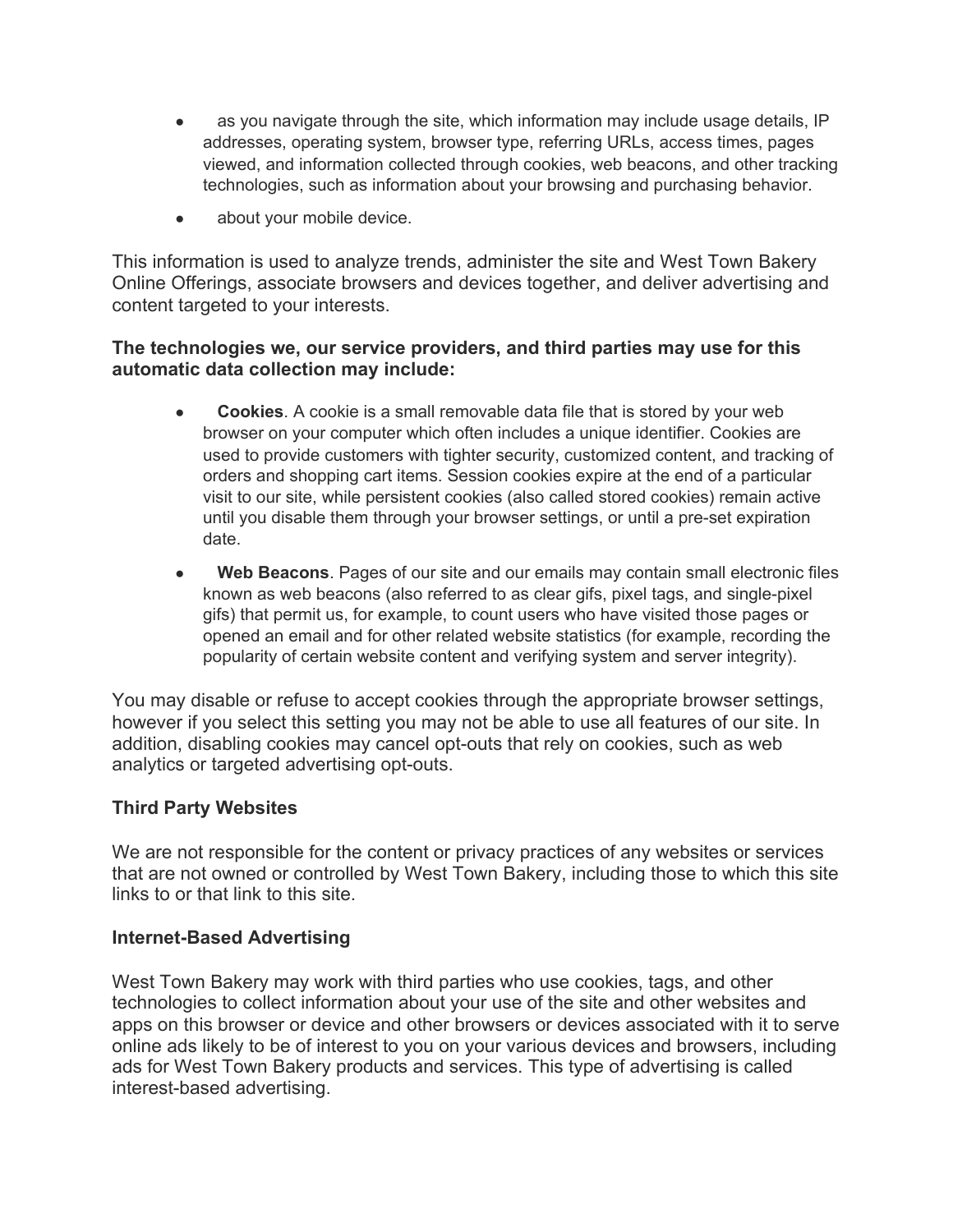- as you navigate through the site, which information may include usage details, IP addresses, operating system, browser type, referring URLs, access times, pages viewed, and information collected through cookies, web beacons, and other tracking technologies, such as information about your browsing and purchasing behavior.
- about your mobile device.

This information is used to analyze trends, administer the site and West Town Bakery Online Offerings, associate browsers and devices together, and deliver advertising and content targeted to your interests.

**The technologies we, our service providers, and third parties may use for this automatic data collection may include:**

- **Cookies**. A cookie is a small removable data file that is stored by your web browser on your computer which often includes a unique identifier. Cookies are used to provide customers with tighter security, customized content, and tracking of orders and shopping cart items. Session cookies expire at the end of a particular visit to our site, while persistent cookies (also called stored cookies) remain active until you disable them through your browser settings, or until a pre-set expiration date.
- **Web Beacons**. Pages of our site and our emails may contain small electronic files known as web beacons (also referred to as clear gifs, pixel tags, and single-pixel gifs) that permit us, for example, to count users who have visited those pages or opened an email and for other related website statistics (for example, recording the popularity of certain website content and verifying system and server integrity).

You may disable or refuse to accept cookies through the appropriate browser settings, however if you select this setting you may not be able to use all features of our site. In addition, disabling cookies may cancel opt-outs that rely on cookies, such as web analytics or targeted advertising opt-outs.

### Third Party Websites

We are not responsible for the content or privacy practices of any websites or services that are not owned or controlled by West Town Bakery, including those to which this site links to or that link to this site.

### Internet-Based Advertising

West Town Bakery may work with third parties who use cookies, tags, and other technologies to collect information about your use of the site and other websites and apps on this browser or device and other browsers or devices associated with it to serve online ads likely to be of interest to you on your various devices and browsers, including ads for West Town Bakery products and services. This type of advertising is called interest-based advertising.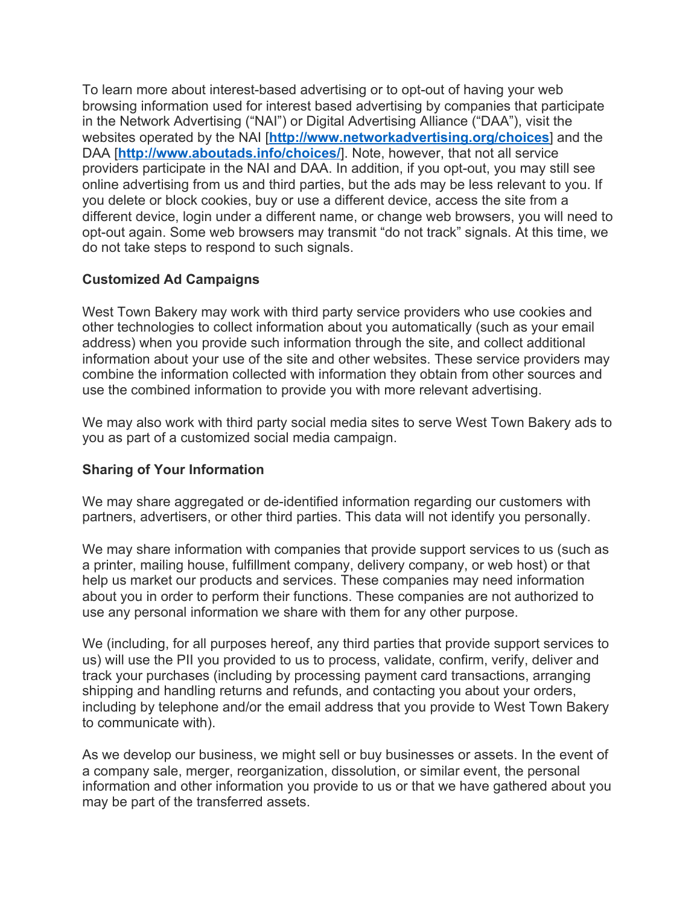To learn more about interest-based advertising or to opt-out of having your web browsing information used for interest based advertising by companies that participate in the Network Advertising ("NAI") or Digital Advertising Alliance ("DAA"), visit the websites operated by the NAI [**http://www.networkadvertising.org/choices**] and the DAA [**http://www.aboutads.info/choices/**]. Note, however, that not all service providers participate in the NAI and DAA. In addition, if you opt-out, you may still see online advertising from us and third parties, but the ads may be less relevant to you. If you delete or block cookies, buy or use a different device, access the site from a different device, login under a different name, or change web browsers, you will need to opt-out again. Some web browsers may transmit "do not track" signals. At this time, we do not take steps to respond to such signals.

**Customized Ad Campaigns**

West Town Bakery may work with third party service providers who use cookies and other technologies to collect information about you automatically (such as your email address) when you provide such information through the site, and collect additional information about your use of the site and other websites. These service providers may combine the information collected with information they obtain from other sources and use the combined information to provide you with more relevant advertising.

We may also work with third party social media sites to serve West Town Bakery ads to you as part of a customized social media campaign.

**Sharing of Your Information**

We may share aggregated or de-identified information regarding our customers with partners, advertisers, or other third parties. This data will not identify you personally.

We may share information with companies that provide support services to us (such as a printer, mailing house, fulfillment company, delivery company, or web host) or that help us market our products and services. These companies may need information about you in order to perform their functions. These companies are not authorized to use any personal information we share with them for any other purpose.

We (including, for all purposes hereof, any third parties that provide support services to us) will use the PII you provided to us to process, validate, confirm, verify, deliver and track your purchases (including by processing payment card transactions, arranging shipping and handling returns and refunds, and contacting you about your orders, including by telephone and/or the email address that you provide to West Town Bakery to communicate with).

As we develop our business, we might sell or buy businesses or assets. In the event of a company sale, merger, reorganization, dissolution, or similar event, the personal information and other information you provide to us or that we have gathered about you may be part of the transferred assets.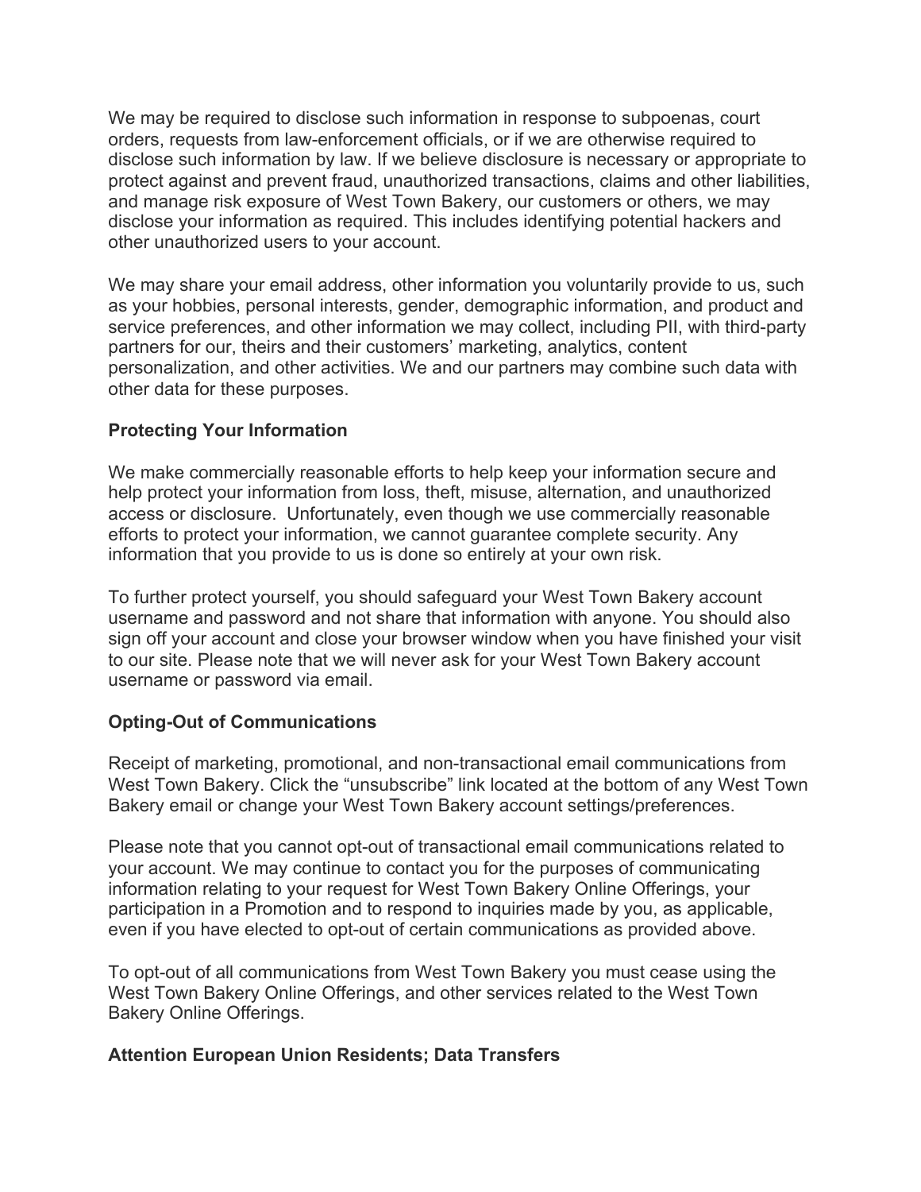We may be required to disclose such information in response to subpoenas, court orders, requests from law-enforcement officials, or if we are otherwise required to disclose such information by law. If we believe disclosure is necessary or appropriate to protect against and prevent fraud, unauthorized transactions, claims and other liabilities, and manage risk exposure of West Town Bakery, our customers or others, we may disclose your information as required. This includes identifying potential hackers and other unauthorized users to your account.

We may share your email address, other information you voluntarily provide to us, such as your hobbies, personal interests, gender, demographic information, and product and service preferences, and other information we may collect, including PII, with third-party partners for our, theirs and their customers' marketing, analytics, content personalization, and other activities. We and our partners may combine such data with other data for these purposes.

**Protecting Your Information**

We make commercially reasonable efforts to help keep your information secure and help protect your information from loss, theft, misuse, alternation, and unauthorized access or disclosure.  Unfortunately, even though we use commercially reasonable efforts to protect your information, we cannot guarantee complete security. Any information that you provide to us is done so entirely at your own risk.

To further protect yourself, you should safeguard your West Town Bakery account username and password and not share that information with anyone. You should also sign off your account and close your browser window when you have finished your visit to our site. Please note that we will never ask for your West Town Bakery account username or password via email.

**Opting-Out of Communications**

Receipt of marketing, promotional, and non-transactional email communications from West Town Bakery. Click the "unsubscribe" link located at the bottom of any West Town Bakery email or change your West Town Bakery account settings/preferences.

Please note that you cannot opt-out of transactional email communications related to your account. We may continue to contact you for the purposes of communicating information relating to your request for West Town Bakery Online Offerings, your participation in a Promotion and to respond to inquiries made by you, as applicable, even if you have elected to opt-out of certain communications as provided above.

To opt-out of all communications from West Town Bakery you must cease using the West Town Bakery Online Offerings, and other services related to the West Town Bakery Online Offerings.

**Attention European Union Residents; Data Transfers**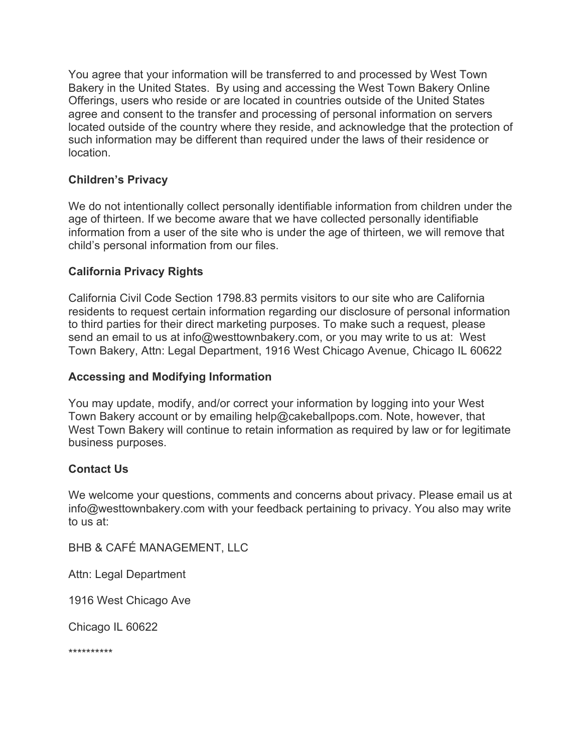You agree that your information will be transferred to and processed by West Town Bakery in the United States. By using and accessing the West Town Bakery Online Offerings, users who reside or are located in countries outside of the United States agree and consent to the transfer and processing of personal information on servers located outside of the country where they reside, and acknowledge that the protection of such information may be different than required under the laws of their residence or location.

**Children's Privacy**

We do not intentionally collect personally identifiable information from children under the age of thirteen. If we become aware that we have collected personally identifiable information from a user of the site who is under the age of thirteen, we will remove that child's personal information from our files.

**California Privacy Rights**

California Civil Code Section 1798.83 permits visitors to our site who are California residents to request certain information regarding our disclosure of personal information to third parties for their direct marketing purposes. To make such a request, please send an email to us at info@westtownbakery.com, or you may write to us at: West Town Bakery, Attn: Legal Department, 1916 West Chicago Avenue, Chicago IL 60622

**Accessing and Modifying Information**

You may update, modify, and/or correct your information by logging into your West Town Bakery account or by emailing help@cakeballpops.com. Note, however, that West Town Bakery will continue to retain information as required by law or for legitimate business purposes.

**Contact Us**

We welcome your questions, comments and concerns about privacy. Please email us at info@westtownbakery.com with your feedback pertaining to privacy. You also may write to us at:

BHB & CAFÉ MANAGEMENT, LLC

Attn: Legal Department

1916 West Chicago Ave

Chicago IL 60622

**********